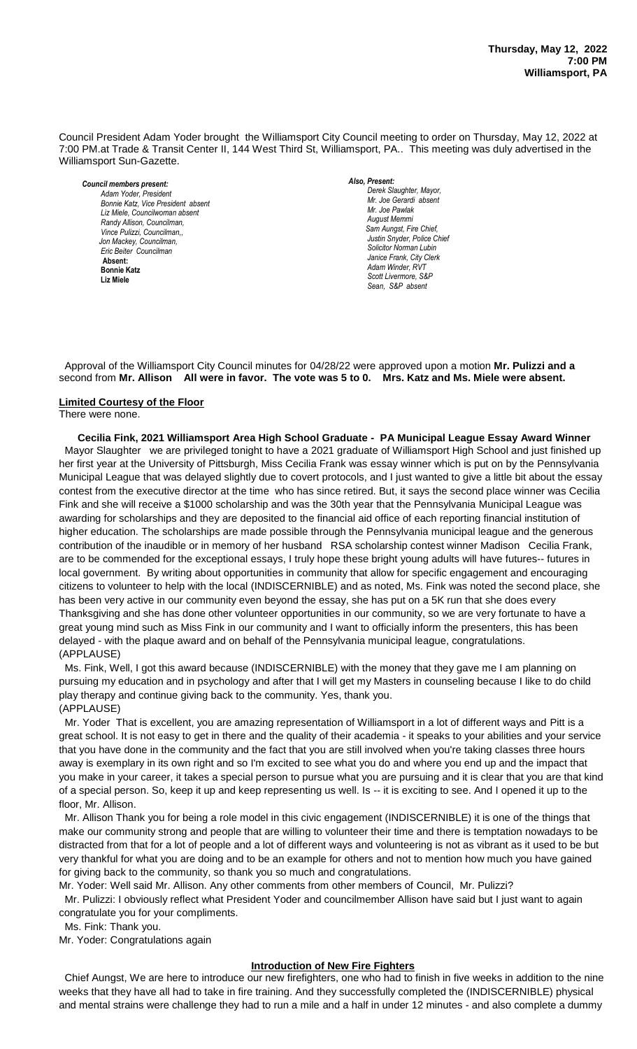**Thursday, May 12, 2022**
**7:00 PM**
**Williamsport, PA**

Council President Adam Yoder brought the Williamsport City Council meeting to order on Thursday, May 12, 2022 at 7:00 PM.at Trade & Transit Center II, 144 West Third St, Williamsport, PA.. This meeting was duly advertised in the Williamsport Sun-Gazette.

***Council members present:***
*Adam Yoder, President*
*Bonnie Katz, Vice President absent*
*Liz Miele, Councilwoman absent*
*Randy Allison, Councilman,*
*Vince Pulizzi, Councilman,,*
*Jon Mackey, Councilman,*
*Eric Beiter Councilman*
**Absent:**
**Bonnie Katz**
**Liz Miele**

***Also, Present:***
*Derek Slaughter, Mayor,*
*Mr. Joe Gerardi absent*
*Mr. Joe Pawlak*
*August Memmi*
*Sam Aungst, Fire Chief,*
*Justin Snyder, Police Chief*
*Solicitor Norman Lubin*
*Janice Frank, City Clerk*
*Adam Winder, RVT*
*Scott Livermore, S&P*
*Sean, S&P absent*

Approval of the Williamsport City Council minutes for 04/28/22 were approved upon a motion **Mr. Pulizzi and a** second from **Mr. Allison All were in favor. The vote was 5 to 0. Mrs. Katz and Ms. Miele were absent.**

**Limited Courtesy of the Floor**

There were none.

**Cecilia Fink, 2021 Williamsport Area High School Graduate - PA Municipal League Essay Award Winner**

Mayor Slaughter we are privileged tonight to have a 2021 graduate of Williamsport High School and just finished up her first year at the University of Pittsburgh, Miss Cecilia Frank was essay winner which is put on by the Pennsylvania Municipal League that was delayed slightly due to covert protocols, and I just wanted to give a little bit about the essay contest from the executive director at the time who has since retired. But, it says the second place winner was Cecilia Fink and she will receive a $1000 scholarship and was the 30th year that the Pennsylvania Municipal League was awarding for scholarships and they are deposited to the financial aid office of each reporting financial institution of higher education. The scholarships are made possible through the Pennsylvania municipal league and the generous contribution of the inaudible or in memory of her husband RSA scholarship contest winner Madison Cecilia Frank, are to be commended for the exceptional essays, I truly hope these bright young adults will have futures-- futures in local government. By writing about opportunities in community that allow for specific engagement and encouraging citizens to volunteer to help with the local (INDISCERNIBLE) and as noted, Ms. Fink was noted the second place, she has been very active in our community even beyond the essay, she has put on a 5K run that she does every Thanksgiving and she has done other volunteer opportunities in our community, so we are very fortunate to have a great young mind such as Miss Fink in our community and I want to officially inform the presenters, this has been delayed - with the plaque award and on behalf of the Pennsylvania municipal league, congratulations.
(APPLAUSE)

Ms. Fink, Well, I got this award because (INDISCERNIBLE) with the money that they gave me I am planning on pursuing my education and in psychology and after that I will get my Masters in counseling because I like to do child play therapy and continue giving back to the community. Yes, thank you.
(APPLAUSE)

Mr. Yoder That is excellent, you are amazing representation of Williamsport in a lot of different ways and Pitt is a great school. It is not easy to get in there and the quality of their academia - it speaks to your abilities and your service that you have done in the community and the fact that you are still involved when you're taking classes three hours away is exemplary in its own right and so I'm excited to see what you do and where you end up and the impact that you make in your career, it takes a special person to pursue what you are pursuing and it is clear that you are that kind of a special person. So, keep it up and keep representing us well. Is -- it is exciting to see. And I opened it up to the floor, Mr. Allison.

Mr. Allison Thank you for being a role model in this civic engagement (INDISCERNIBLE) it is one of the things that make our community strong and people that are willing to volunteer their time and there is temptation nowadays to be distracted from that for a lot of people and a lot of different ways and volunteering is not as vibrant as it used to be but very thankful for what you are doing and to be an example for others and not to mention how much you have gained for giving back to the community, so thank you so much and congratulations.

Mr. Yoder: Well said Mr. Allison. Any other comments from other members of Council, Mr. Pulizzi?

Mr. Pulizzi: I obviously reflect what President Yoder and councilmember Allison have said but I just want to again congratulate you for your compliments.

Ms. Fink: Thank you.

Mr. Yoder: Congratulations again

**Introduction of New Fire Fighters**

Chief Aungst, We are here to introduce our new firefighters, one who had to finish in five weeks in addition to the nine weeks that they have all had to take in fire training. And they successfully completed the (INDISCERNIBLE) physical and mental strains were challenge they had to run a mile and a half in under 12 minutes - and also complete a dummy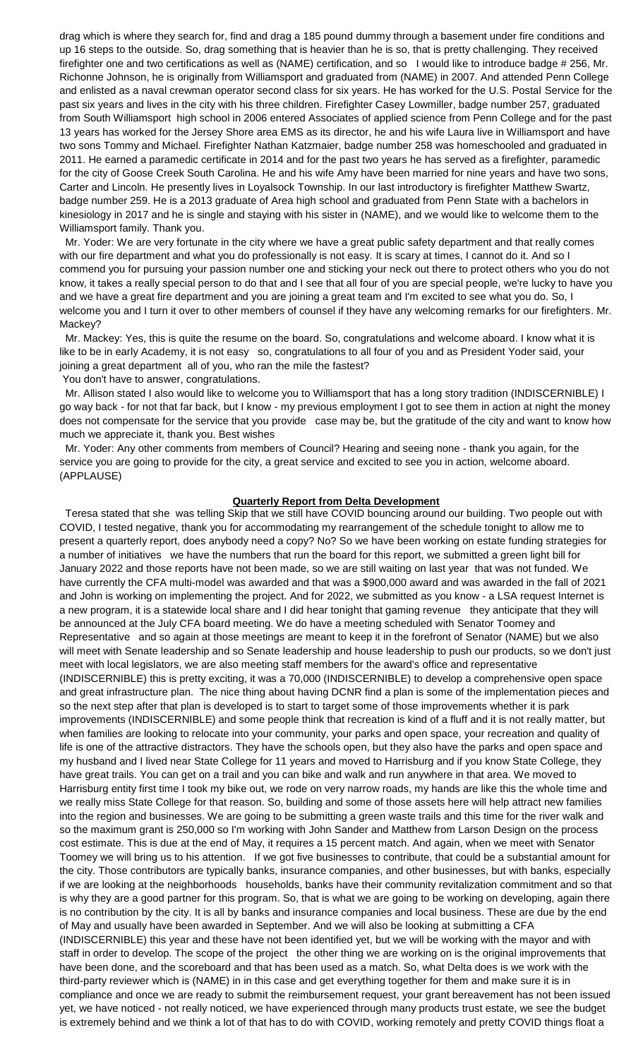drag which is where they search for, find and drag a 185 pound dummy through a basement under fire conditions and up 16 steps to the outside. So, drag something that is heavier than he is so, that is pretty challenging. They received firefighter one and two certifications as well as (NAME) certification, and so I would like to introduce badge # 256, Mr. Richonne Johnson, he is originally from Williamsport and graduated from (NAME) in 2007. And attended Penn College and enlisted as a naval crewman operator second class for six years. He has worked for the U.S. Postal Service for the past six years and lives in the city with his three children. Firefighter Casey Lowmiller, badge number 257, graduated from South Williamsport high school in 2006 entered Associates of applied science from Penn College and for the past 13 years has worked for the Jersey Shore area EMS as its director, he and his wife Laura live in Williamsport and have two sons Tommy and Michael. Firefighter Nathan Katzmaier, badge number 258 was homeschooled and graduated in 2011. He earned a paramedic certificate in 2014 and for the past two years he has served as a firefighter, paramedic for the city of Goose Creek South Carolina. He and his wife Amy have been married for nine years and have two sons, Carter and Lincoln. He presently lives in Loyalsock Township. In our last introductory is firefighter Matthew Swartz, badge number 259. He is a 2013 graduate of Area high school and graduated from Penn State with a bachelors in kinesiology in 2017 and he is single and staying with his sister in (NAME), and we would like to welcome them to the Williamsport family. Thank you.

Mr. Yoder: We are very fortunate in the city where we have a great public safety department and that really comes with our fire department and what you do professionally is not easy. It is scary at times, I cannot do it. And so I commend you for pursuing your passion number one and sticking your neck out there to protect others who you do not know, it takes a really special person to do that and I see that all four of you are special people, we're lucky to have you and we have a great fire department and you are joining a great team and I'm excited to see what you do. So, I welcome you and I turn it over to other members of counsel if they have any welcoming remarks for our firefighters. Mr. Mackey?

Mr. Mackey: Yes, this is quite the resume on the board. So, congratulations and welcome aboard. I know what it is like to be in early Academy, it is not easy so, congratulations to all four of you and as President Yoder said, your joining a great department all of you, who ran the mile the fastest?

You don't have to answer, congratulations.

Mr. Allison stated I also would like to welcome you to Williamsport that has a long story tradition (INDISCERNIBLE) I go way back - for not that far back, but I know - my previous employment I got to see them in action at night the money does not compensate for the service that you provide case may be, but the gratitude of the city and want to know how much we appreciate it, thank you. Best wishes

Mr. Yoder: Any other comments from members of Council? Hearing and seeing none - thank you again, for the service you are going to provide for the city, a great service and excited to see you in action, welcome aboard. (APPLAUSE)

## Quarterly Report from Delta Development

Teresa stated that she was telling Skip that we still have COVID bouncing around our building. Two people out with COVID, I tested negative, thank you for accommodating my rearrangement of the schedule tonight to allow me to present a quarterly report, does anybody need a copy? No? So we have been working on estate funding strategies for a number of initiatives we have the numbers that run the board for this report, we submitted a green light bill for January 2022 and those reports have not been made, so we are still waiting on last year that was not funded. We have currently the CFA multi-model was awarded and that was a $900,000 award and was awarded in the fall of 2021 and John is working on implementing the project. And for 2022, we submitted as you know - a LSA request Internet is a new program, it is a statewide local share and I did hear tonight that gaming revenue they anticipate that they will be announced at the July CFA board meeting. We do have a meeting scheduled with Senator Toomey and Representative and so again at those meetings are meant to keep it in the forefront of Senator (NAME) but we also will meet with Senate leadership and so Senate leadership and house leadership to push our products, so we don't just meet with local legislators, we are also meeting staff members for the award's office and representative (INDISCERNIBLE) this is pretty exciting, it was a 70,000 (INDISCERNIBLE) to develop a comprehensive open space and great infrastructure plan. The nice thing about having DCNR find a plan is some of the implementation pieces and so the next step after that plan is developed is to start to target some of those improvements whether it is park improvements (INDISCERNIBLE) and some people think that recreation is kind of a fluff and it is not really matter, but when families are looking to relocate into your community, your parks and open space, your recreation and quality of life is one of the attractive distractors. They have the schools open, but they also have the parks and open space and my husband and I lived near State College for 11 years and moved to Harrisburg and if you know State College, they have great trails. You can get on a trail and you can bike and walk and run anywhere in that area. We moved to Harrisburg entity first time I took my bike out, we rode on very narrow roads, my hands are like this the whole time and we really miss State College for that reason. So, building and some of those assets here will help attract new families into the region and businesses. We are going to be submitting a green waste trails and this time for the river walk and so the maximum grant is 250,000 so I'm working with John Sander and Matthew from Larson Design on the process cost estimate. This is due at the end of May, it requires a 15 percent match. And again, when we meet with Senator Toomey we will bring us to his attention. If we got five businesses to contribute, that could be a substantial amount for the city. Those contributors are typically banks, insurance companies, and other businesses, but with banks, especially if we are looking at the neighborhoods households, banks have their community revitalization commitment and so that is why they are a good partner for this program. So, that is what we are going to be working on developing, again there is no contribution by the city. It is all by banks and insurance companies and local business. These are due by the end of May and usually have been awarded in September. And we will also be looking at submitting a CFA (INDISCERNIBLE) this year and these have not been identified yet, but we will be working with the mayor and with staff in order to develop. The scope of the project the other thing we are working on is the original improvements that have been done, and the scoreboard and that has been used as a match. So, what Delta does is we work with the third-party reviewer which is (NAME) in in this case and get everything together for them and make sure it is in compliance and once we are ready to submit the reimbursement request, your grant bereavement has not been issued yet, we have noticed - not really noticed, we have experienced through many products trust estate, we see the budget is extremely behind and we think a lot of that has to do with COVID, working remotely and pretty COVID things float a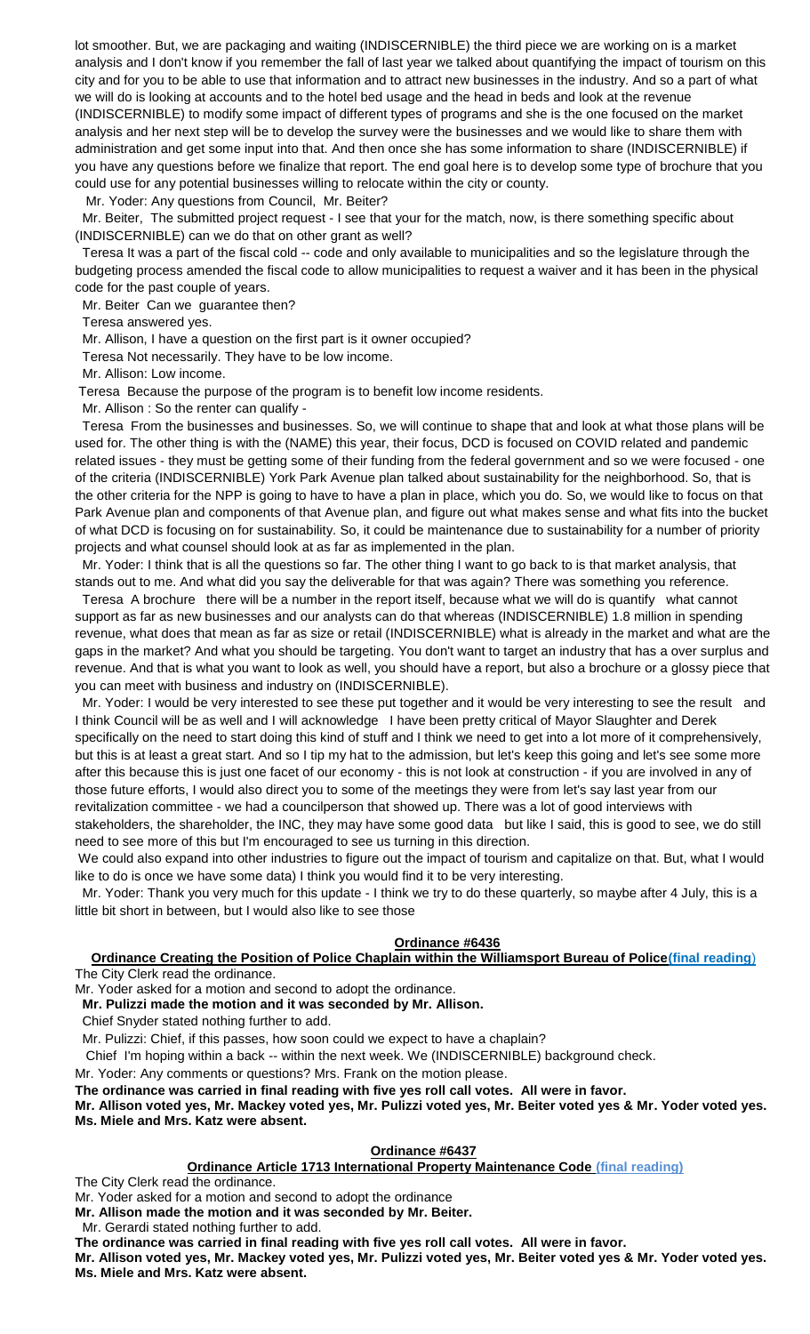lot smoother. But, we are packaging and waiting (INDISCERNIBLE) the third piece we are working on is a market analysis and I don't know if you remember the fall of last year we talked about quantifying the impact of tourism on this city and for you to be able to use that information and to attract new businesses in the industry. And so a part of what we will do is looking at accounts and to the hotel bed usage and the head in beds and look at the revenue (INDISCERNIBLE) to modify some impact of different types of programs and she is the one focused on the market analysis and her next step will be to develop the survey were the businesses and we would like to share them with administration and get some input into that. And then once she has some information to share (INDISCERNIBLE) if you have any questions before we finalize that report. The end goal here is to develop some type of brochure that you could use for any potential businesses willing to relocate within the city or county.

Mr. Yoder: Any questions from Council, Mr. Beiter?

Mr. Beiter, The submitted project request - I see that your for the match, now, is there something specific about (INDISCERNIBLE) can we do that on other grant as well?

Teresa It was a part of the fiscal cold -- code and only available to municipalities and so the legislature through the budgeting process amended the fiscal code to allow municipalities to request a waiver and it has been in the physical code for the past couple of years.

Mr. Beiter Can we guarantee then?

Teresa answered yes.

Mr. Allison, I have a question on the first part is it owner occupied?

Teresa Not necessarily. They have to be low income.

Mr. Allison: Low income.

Teresa Because the purpose of the program is to benefit low income residents.

Mr. Allison : So the renter can qualify -

Teresa From the businesses and businesses. So, we will continue to shape that and look at what those plans will be used for. The other thing is with the (NAME) this year, their focus, DCD is focused on COVID related and pandemic related issues - they must be getting some of their funding from the federal government and so we were focused - one of the criteria (INDISCERNIBLE) York Park Avenue plan talked about sustainability for the neighborhood. So, that is the other criteria for the NPP is going to have to have a plan in place, which you do. So, we would like to focus on that Park Avenue plan and components of that Avenue plan, and figure out what makes sense and what fits into the bucket of what DCD is focusing on for sustainability. So, it could be maintenance due to sustainability for a number of priority projects and what counsel should look at as far as implemented in the plan.

Mr. Yoder: I think that is all the questions so far. The other thing I want to go back to is that market analysis, that stands out to me. And what did you say the deliverable for that was again? There was something you reference.

Teresa A brochure there will be a number in the report itself, because what we will do is quantify what cannot support as far as new businesses and our analysts can do that whereas (INDISCERNIBLE) 1.8 million in spending revenue, what does that mean as far as size or retail (INDISCERNIBLE) what is already in the market and what are the gaps in the market? And what you should be targeting. You don't want to target an industry that has a over surplus and revenue. And that is what you want to look as well, you should have a report, but also a brochure or a glossy piece that you can meet with business and industry on (INDISCERNIBLE).

Mr. Yoder: I would be very interested to see these put together and it would be very interesting to see the result and I think Council will be as well and I will acknowledge I have been pretty critical of Mayor Slaughter and Derek specifically on the need to start doing this kind of stuff and I think we need to get into a lot more of it comprehensively, but this is at least a great start. And so I tip my hat to the admission, but let's keep this going and let's see some more after this because this is just one facet of our economy - this is not look at construction - if you are involved in any of those future efforts, I would also direct you to some of the meetings they were from let's say last year from our revitalization committee - we had a councilperson that showed up. There was a lot of good interviews with stakeholders, the shareholder, the INC, they may have some good data but like I said, this is good to see, we do still need to see more of this but I'm encouraged to see us turning in this direction.

We could also expand into other industries to figure out the impact of tourism and capitalize on that. But, what I would like to do is once we have some data) I think you would find it to be very interesting.

Mr. Yoder: Thank you very much for this update - I think we try to do these quarterly, so maybe after 4 July, this is a little bit short in between, but I would also like to see those

## **Ordinance #6436**

**Ordinance Creating the Position of Police Chaplain within the Williamsport Bureau of Police (final reading)**

The City Clerk read the ordinance.

Mr. Yoder asked for a motion and second to adopt the ordinance.

**Mr. Pulizzi made the motion and it was seconded by Mr. Allison.**

Chief Snyder stated nothing further to add.

Mr. Pulizzi: Chief, if this passes, how soon could we expect to have a chaplain?

Chief I'm hoping within a back -- within the next week. We (INDISCERNIBLE) background check.

Mr. Yoder: Any comments or questions? Mrs. Frank on the motion please.

**The ordinance was carried in final reading with five yes roll call votes. All were in favor.**

**Mr. Allison voted yes, Mr. Mackey voted yes, Mr. Pulizzi voted yes, Mr. Beiter voted yes & Mr. Yoder voted yes. Ms. Miele and Mrs. Katz were absent.**

## **Ordinance #6437**

**Ordinance Article 1713 International Property Maintenance Code (final reading)**

The City Clerk read the ordinance.

Mr. Yoder asked for a motion and second to adopt the ordinance

**Mr. Allison made the motion and it was seconded by Mr. Beiter.**

Mr. Gerardi stated nothing further to add.

**The ordinance was carried in final reading with five yes roll call votes. All were in favor.**

**Mr. Allison voted yes, Mr. Mackey voted yes, Mr. Pulizzi voted yes, Mr. Beiter voted yes & Mr. Yoder voted yes. Ms. Miele and Mrs. Katz were absent.**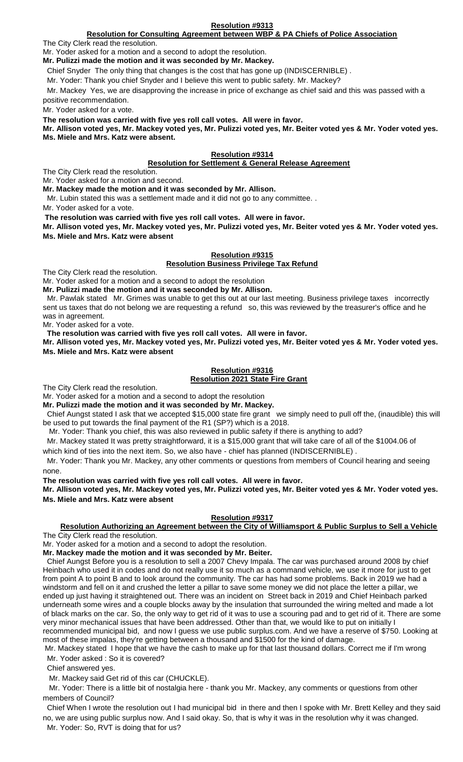**Resolution #9313**

**Resolution for Consulting Agreement between WBP & PA Chiefs of Police Association**

The City Clerk read the resolution.

Mr. Yoder asked for a motion and a second to adopt the resolution.

**Mr. Pulizzi made the motion and it was seconded by Mr. Mackey.**

Chief Snyder The only thing that changes is the cost that has gone up (INDISCERNIBLE) .

Mr. Yoder: Thank you chief Snyder and I believe this went to public safety. Mr. Mackey?

Mr. Mackey Yes, we are disapproving the increase in price of exchange as chief said and this was passed with a positive recommendation.

Mr. Yoder asked for a vote.

**The resolution was carried with five yes roll call votes. All were in favor.**

**Mr. Allison voted yes, Mr. Mackey voted yes, Mr. Pulizzi voted yes, Mr. Beiter voted yes & Mr. Yoder voted yes. Ms. Miele and Mrs. Katz were absent.**

**Resolution #9314**

**Resolution for Settlement & General Release Agreement**

The City Clerk read the resolution.

Mr. Yoder asked for a motion and second.

**Mr. Mackey made the motion and it was seconded by Mr. Allison.**

Mr. Lubin stated this was a settlement made and it did not go to any committee. .

Mr. Yoder asked for a vote.

**The resolution was carried with five yes roll call votes. All were in favor.**

**Mr. Allison voted yes, Mr. Mackey voted yes, Mr. Pulizzi voted yes, Mr. Beiter voted yes & Mr. Yoder voted yes. Ms. Miele and Mrs. Katz were absent**

**Resolution #9315**

**Resolution Business Privilege Tax Refund**

The City Clerk read the resolution.

Mr. Yoder asked for a motion and a second to adopt the resolution

**Mr. Pulizzi made the motion and it was seconded by Mr. Allison.**

Mr. Pawlak stated Mr. Grimes was unable to get this out at our last meeting. Business privilege taxes incorrectly sent us taxes that do not belong we are requesting a refund so, this was reviewed by the treasurer's office and he was in agreement.

Mr. Yoder asked for a vote.

**The resolution was carried with five yes roll call votes. All were in favor.**

**Mr. Allison voted yes, Mr. Mackey voted yes, Mr. Pulizzi voted yes, Mr. Beiter voted yes & Mr. Yoder voted yes. Ms. Miele and Mrs. Katz were absent**

**Resolution #9316**

**Resolution 2021 State Fire Grant**

The City Clerk read the resolution.

Mr. Yoder asked for a motion and a second to adopt the resolution

**Mr. Pulizzi made the motion and it was seconded by Mr. Mackey.**

Chief Aungst stated I ask that we accepted $15,000 state fire grant we simply need to pull off the, (inaudible) this will be used to put towards the final payment of the R1 (SP?) which is a 2018.

Mr. Yoder: Thank you chief, this was also reviewed in public safety if there is anything to add?

Mr. Mackey stated It was pretty straightforward, it is a $15,000 grant that will take care of all of the $1004.06 of which kind of ties into the next item. So, we also have - chief has planned (INDISCERNIBLE) .

Mr. Yoder: Thank you Mr. Mackey, any other comments or questions from members of Council hearing and seeing none.

**The resolution was carried with five yes roll call votes. All were in favor.**

**Mr. Allison voted yes, Mr. Mackey voted yes, Mr. Pulizzi voted yes, Mr. Beiter voted yes & Mr. Yoder voted yes. Ms. Miele and Mrs. Katz were absent**

**Resolution #9317**

**Resolution Authorizing an Agreement between the City of Williamsport & Public Surplus to Sell a Vehicle**

The City Clerk read the resolution.

Mr. Yoder asked for a motion and a second to adopt the resolution.

**Mr. Mackey made the motion and it was seconded by Mr. Beiter.**

Chief Aungst Before you is a resolution to sell a 2007 Chevy Impala. The car was purchased around 2008 by chief Heinbach who used it in codes and did not really use it so much as a command vehicle, we use it more for just to get from point A to point B and to look around the community. The car has had some problems. Back in 2019 we had a windstorm and fell on it and crushed the letter a pillar to save some money we did not place the letter a pillar, we ended up just having it straightened out. There was an incident on Street back in 2019 and Chief Heinbach parked underneath some wires and a couple blocks away by the insulation that surrounded the wiring melted and made a lot of black marks on the car. So, the only way to get rid of it was to use a scouring pad and to get rid of it. There are some very minor mechanical issues that have been addressed. Other than that, we would like to put on initially I recommended municipal bid, and now I guess we use public surplus.com. And we have a reserve of $750. Looking at most of these impalas, they're getting between a thousand and $1500 for the kind of damage.

Mr. Mackey stated I hope that we have the cash to make up for that last thousand dollars. Correct me if I'm wrong

Mr. Yoder asked : So it is covered?

Chief answered yes.

Mr. Mackey said Get rid of this car (CHUCKLE).

Mr. Yoder: There is a little bit of nostalgia here - thank you Mr. Mackey, any comments or questions from other members of Council?

Chief When I wrote the resolution out I had municipal bid in there and then I spoke with Mr. Brett Kelley and they said no, we are using public surplus now. And I said okay. So, that is why it was in the resolution why it was changed.

Mr. Yoder: So, RVT is doing that for us?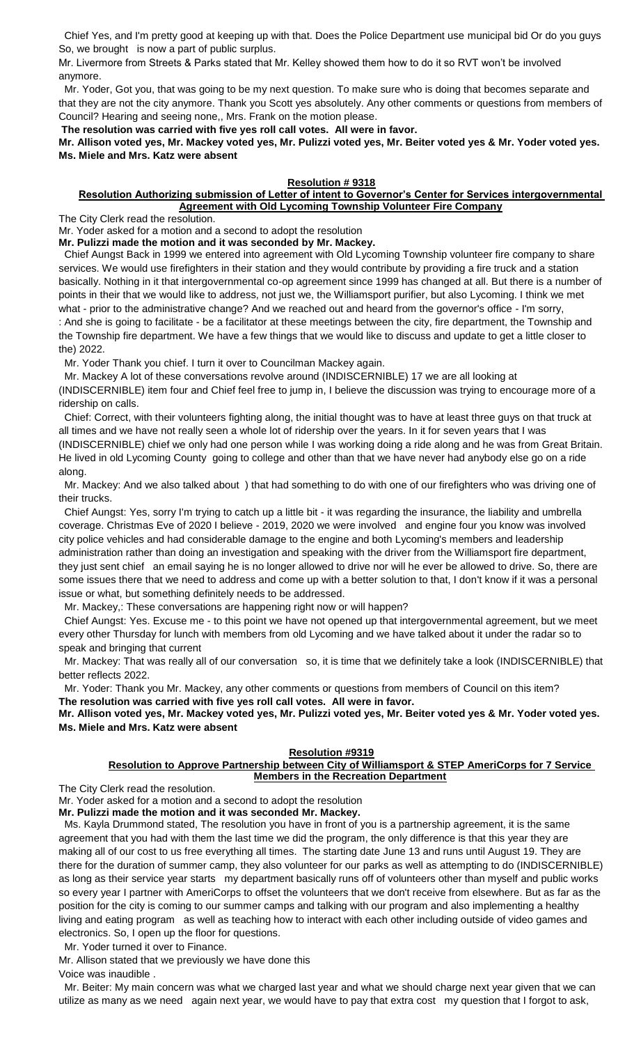Chief Yes, and I'm pretty good at keeping up with that. Does the Police Department use municipal bid Or do you guys So, we brought is now a part of public surplus.

Mr. Livermore from Streets & Parks stated that Mr. Kelley showed them how to do it so RVT won't be involved anymore.

Mr. Yoder, Got you, that was going to be my next question. To make sure who is doing that becomes separate and that they are not the city anymore. Thank you Scott yes absolutely. Any other comments or questions from members of Council? Hearing and seeing none,, Mrs. Frank on the motion please.

**The resolution was carried with five yes roll call votes. All were in favor.**

**Mr. Allison voted yes, Mr. Mackey voted yes, Mr. Pulizzi voted yes, Mr. Beiter voted yes & Mr. Yoder voted yes. Ms. Miele and Mrs. Katz were absent**

**Resolution # 9318**

**Resolution Authorizing submission of Letter of intent to Governor's Center for Services intergovernmental Agreement with Old Lycoming Township Volunteer Fire Company**

The City Clerk read the resolution.

Mr. Yoder asked for a motion and a second to adopt the resolution

**Mr. Pulizzi made the motion and it was seconded by Mr. Mackey.**

Chief Aungst Back in 1999 we entered into agreement with Old Lycoming Township volunteer fire company to share services. We would use firefighters in their station and they would contribute by providing a fire truck and a station basically. Nothing in it that intergovernmental co-op agreement since 1999 has changed at all. But there is a number of points in their that we would like to address, not just we, the Williamsport purifier, but also Lycoming. I think we met what - prior to the administrative change? And we reached out and heard from the governor's office - I'm sorry, : And she is going to facilitate - be a facilitator at these meetings between the city, fire department, the Township and the Township fire department. We have a few things that we would like to discuss and update to get a little closer to the) 2022.

Mr. Yoder Thank you chief. I turn it over to Councilman Mackey again.

Mr. Mackey A lot of these conversations revolve around (INDISCERNIBLE) 17 we are all looking at (INDISCERNIBLE) item four and Chief feel free to jump in, I believe the discussion was trying to encourage more of a ridership on calls.

Chief: Correct, with their volunteers fighting along, the initial thought was to have at least three guys on that truck at all times and we have not really seen a whole lot of ridership over the years. In it for seven years that I was (INDISCERNIBLE) chief we only had one person while I was working doing a ride along and he was from Great Britain. He lived in old Lycoming County going to college and other than that we have never had anybody else go on a ride along.

Mr. Mackey: And we also talked about ) that had something to do with one of our firefighters who was driving one of their trucks.

Chief Aungst: Yes, sorry I'm trying to catch up a little bit - it was regarding the insurance, the liability and umbrella coverage. Christmas Eve of 2020 I believe - 2019, 2020 we were involved and engine four you know was involved city police vehicles and had considerable damage to the engine and both Lycoming's members and leadership administration rather than doing an investigation and speaking with the driver from the Williamsport fire department, they just sent chief an email saying he is no longer allowed to drive nor will he ever be allowed to drive. So, there are some issues there that we need to address and come up with a better solution to that, I don't know if it was a personal issue or what, but something definitely needs to be addressed.

Mr. Mackey,: These conversations are happening right now or will happen?

Chief Aungst: Yes. Excuse me - to this point we have not opened up that intergovernmental agreement, but we meet every other Thursday for lunch with members from old Lycoming and we have talked about it under the radar so to speak and bringing that current

Mr. Mackey: That was really all of our conversation so, it is time that we definitely take a look (INDISCERNIBLE) that better reflects 2022.

Mr. Yoder: Thank you Mr. Mackey, any other comments or questions from members of Council on this item?

**The resolution was carried with five yes roll call votes. All were in favor.**

**Mr. Allison voted yes, Mr. Mackey voted yes, Mr. Pulizzi voted yes, Mr. Beiter voted yes & Mr. Yoder voted yes. Ms. Miele and Mrs. Katz were absent**

**Resolution #9319**

**Resolution to Approve Partnership between City of Williamsport & STEP AmeriCorps for 7 Service Members in the Recreation Department**

The City Clerk read the resolution.

Mr. Yoder asked for a motion and a second to adopt the resolution

**Mr. Pulizzi made the motion and it was seconded Mr. Mackey.**

Ms. Kayla Drummond stated, The resolution you have in front of you is a partnership agreement, it is the same agreement that you had with them the last time we did the program, the only difference is that this year they are making all of our cost to us free everything all times. The starting date June 13 and runs until August 19. They are there for the duration of summer camp, they also volunteer for our parks as well as attempting to do (INDISCERNIBLE) as long as their service year starts my department basically runs off of volunteers other than myself and public works so every year I partner with AmeriCorps to offset the volunteers that we don't receive from elsewhere. But as far as the position for the city is coming to our summer camps and talking with our program and also implementing a healthy living and eating program as well as teaching how to interact with each other including outside of video games and electronics. So, I open up the floor for questions.

Mr. Yoder turned it over to Finance.

Mr. Allison stated that we previously we have done this

Voice was inaudible .

Mr. Beiter: My main concern was what we charged last year and what we should charge next year given that we can utilize as many as we need again next year, we would have to pay that extra cost my question that I forgot to ask,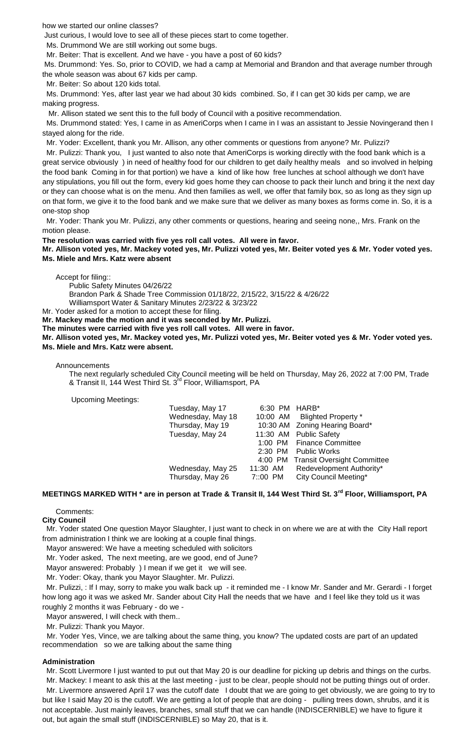how we started our online classes?

Just curious, I would love to see all of these pieces start to come together.

Ms. Drummond We are still working out some bugs.

Mr. Beiter: That is excellent. And we have - you have a post of 60 kids?

Ms. Drummond: Yes. So, prior to COVID, we had a camp at Memorial and Brandon and that average number through the whole season was about 67 kids per camp.

Mr. Beiter: So about 120 kids total.

Ms. Drummond: Yes, after last year we had about 30 kids combined. So, if I can get 30 kids per camp, we are making progress.

Mr. Allison stated we sent this to the full body of Council with a positive recommendation.

Ms. Drummond stated: Yes, I came in as AmeriCorps when I came in I was an assistant to Jessie Novingerand then I stayed along for the ride.

Mr. Yoder: Excellent, thank you Mr. Allison, any other comments or questions from anyone? Mr. Pulizzi?

Mr. Pulizzi: Thank you, I just wanted to also note that AmeriCorps is working directly with the food bank which is a great service obviously ) in need of healthy food for our children to get daily healthy meals and so involved in helping the food bank Coming in for that portion) we have a kind of like how free lunches at school although we don't have any stipulations, you fill out the form, every kid goes home they can choose to pack their lunch and bring it the next day or they can choose what is on the menu. And then families as well, we offer that family box, so as long as they sign up on that form, we give it to the food bank and we make sure that we deliver as many boxes as forms come in. So, it is a one-stop shop

Mr. Yoder: Thank you Mr. Pulizzi, any other comments or questions, hearing and seeing none,, Mrs. Frank on the motion please.

**The resolution was carried with five yes roll call votes. All were in favor.**

**Mr. Allison voted yes, Mr. Mackey voted yes, Mr. Pulizzi voted yes, Mr. Beiter voted yes & Mr. Yoder voted yes. Ms. Miele and Mrs. Katz were absent**

Accept for filing::

Public Safety Minutes 04/26/22

Brandon Park & Shade Tree Commission 01/18/22, 2/15/22, 3/15/22 & 4/26/22

Williamsport Water & Sanitary Minutes 2/23/22 & 3/23/22

Mr. Yoder asked for a motion to accept these for filing.

**Mr. Mackey made the motion and it was seconded by Mr. Pulizzi.**

**The minutes were carried with five yes roll call votes. All were in favor.**

**Mr. Allison voted yes, Mr. Mackey voted yes, Mr. Pulizzi voted yes, Mr. Beiter voted yes & Mr. Yoder voted yes. Ms. Miele and Mrs. Katz were absent.**

Announcements

The next regularly scheduled City Council meeting will be held on Thursday, May 26, 2022 at 7:00 PM, Trade & Transit II, 144 West Third St. 3rd Floor, Williamsport, PA

Upcoming Meetings:

| | | |
|---|---|---|
| Tuesday, May 17 | 6:30 PM | HARB* |
| Wednesday, May 18 | 10:00 AM | Blighted Property * |
| Thursday, May 19 | 10:30 AM | Zoning Hearing Board* |
| Tuesday, May 24 | 11:30 AM | Public Safety |
| | 1:00 PM | Finance Committee |
| | 2:30 PM | Public Works |
| | 4:00 PM | Transit Oversight Committee |
| Wednesday, May 25 | 11:30 AM | Redevelopment Authority* |
| Thursday, May 26 | 7::00 PM | City Council Meeting* |

**MEETINGS MARKED WITH * are in person at Trade & Transit II, 144 West Third St. 3rd Floor, Williamsport, PA**

Comments:

**City Council**

Mr. Yoder stated One question Mayor Slaughter, I just want to check in on where we are at with the City Hall report from administration I think we are looking at a couple final things.

Mayor answered: We have a meeting scheduled with solicitors

Mr. Yoder asked, The next meeting, are we good, end of June?

Mayor answered: Probably ) I mean if we get it we will see.

Mr. Yoder: Okay, thank you Mayor Slaughter. Mr. Pulizzi.

Mr. Pulizzi, : If I may, sorry to make you walk back up - it reminded me - I know Mr. Sander and Mr. Gerardi - I forget how long ago it was we asked Mr. Sander about City Hall the needs that we have and I feel like they told us it was roughly 2 months it was February - do we -

Mayor answered, I will check with them..

Mr. Pulizzi: Thank you Mayor.

Mr. Yoder Yes, Vince, we are talking about the same thing, you know? The updated costs are part of an updated recommendation so we are talking about the same thing

**Administration**

Mr. Scott Livermore I just wanted to put out that May 20 is our deadline for picking up debris and things on the curbs.

Mr. Mackey: I meant to ask this at the last meeting - just to be clear, people should not be putting things out of order.

Mr. Livermore answered April 17 was the cutoff date I doubt that we are going to get obviously, we are going to try to but like I said May 20 is the cutoff. We are getting a lot of people that are doing - pulling trees down, shrubs, and it is not acceptable. Just mainly leaves, branches, small stuff that we can handle (INDISCERNIBLE) we have to figure it out, but again the small stuff (INDISCERNIBLE) so May 20, that is it.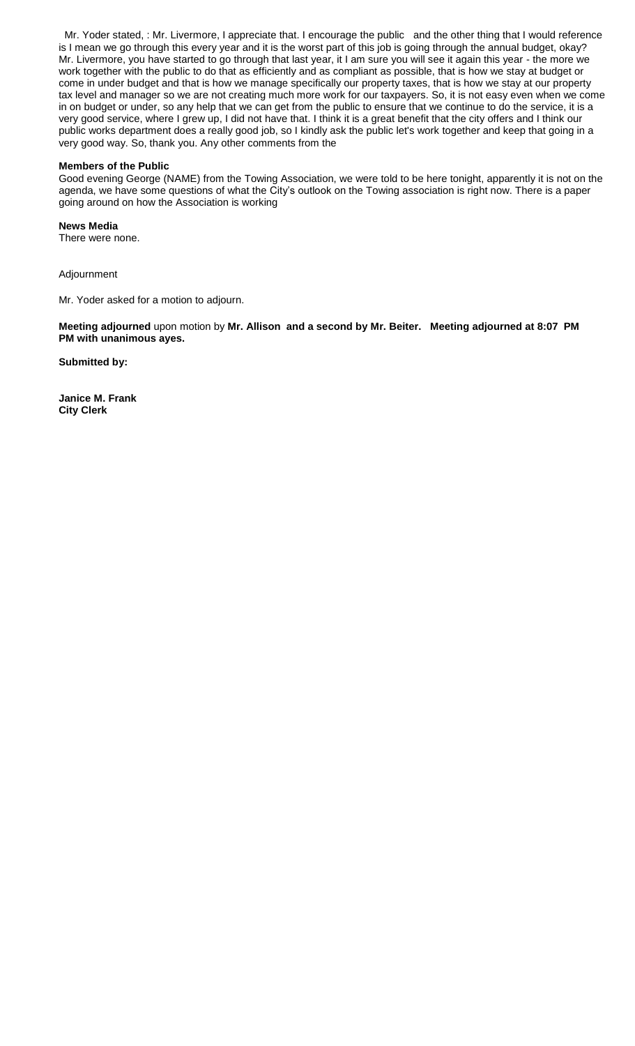Mr. Yoder stated, : Mr. Livermore, I appreciate that. I encourage the public and the other thing that I would reference is I mean we go through this every year and it is the worst part of this job is going through the annual budget, okay? Mr. Livermore, you have started to go through that last year, it I am sure you will see it again this year - the more we work together with the public to do that as efficiently and as compliant as possible, that is how we stay at budget or come in under budget and that is how we manage specifically our property taxes, that is how we stay at our property tax level and manager so we are not creating much more work for our taxpayers. So, it is not easy even when we come in on budget or under, so any help that we can get from the public to ensure that we continue to do the service, it is a very good service, where I grew up, I did not have that. I think it is a great benefit that the city offers and I think our public works department does a really good job, so I kindly ask the public let's work together and keep that going in a very good way. So, thank you. Any other comments from the

**Members of the Public**

Good evening George (NAME) from the Towing Association, we were told to be here tonight, apparently it is not on the agenda, we have some questions of what the City's outlook on the Towing association is right now. There is a paper going around on how the Association is working

**News Media**

There were none.

Adjournment

Mr. Yoder asked for a motion to adjourn.

**Meeting adjourned** upon motion by **Mr. Allison and a second by Mr. Beiter. Meeting adjourned at 8:07 PM PM with unanimous ayes.**

**Submitted by:**

**Janice M. Frank**
**City Clerk**